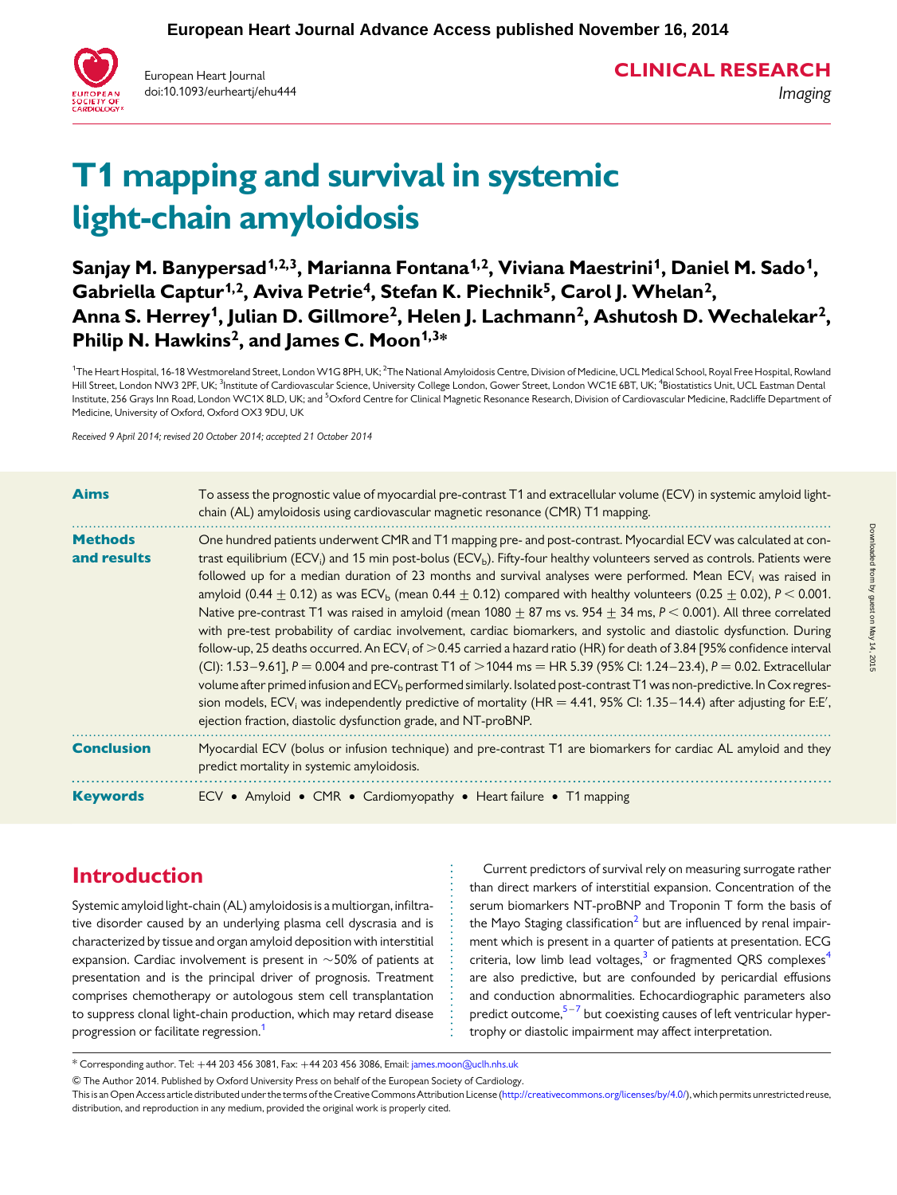# T1 mapping and survival in systemic light-chain amyloidosis

**Sanjay M. Banypersad[1,2,3], Marianna Fontana[1,2], Viviana Maestrini[1], Daniel M. Sado[1], Gabriella Captur[1,2], Aviva Petrie[4], Stefan K. Piechnik[5], Carol J. Whelan[2], Anna S. Herrey[1], Julian D. Gillmore[2], Helen J. Lachmann[2], Ashutosh D. Wechalekar[2], Philip N. Hawkins[2], and James C. Moon[1,3]***

[1]The Heart Hospital, 16-18 Westmoreland Street, London W1G 8PH, UK; [2]The National Amyloidosis Centre, Division of Medicine, UCL Medical School, Royal Free Hospital, Rowland Hill Street, London NW3 2PF, UK; [3]Institute of Cardiovascular Science, University College London, Gower Street, London WC1E 6BT, UK; [4]Biostatistics Unit, UCL Eastman Dental Institute, 256 Grays Inn Road, London WC1X 8LD, UK; and [5]Oxford Centre for Clinical Magnetic Resonance Research, Division of Cardiovascular Medicine, Radcliffe Department of Medicine, University of Oxford, Oxford OX3 9DU, UK

*Received 9 April 2014; revised 20 October 2014; accepted 21 October 2014*

**Aims**

To assess the prognostic value of myocardial pre-contrast T1 and extracellular volume (ECV) in systemic amyloid light-chain (AL) amyloidosis using cardiovascular magnetic resonance (CMR) T1 mapping.

**Methods and results**

One hundred patients underwent CMR and T1 mapping pre- and post-contrast. Myocardial ECV was calculated at contrast equilibrium ($ECV_i$) and 15 min post-bolus ($ECV_b$). Fifty-four healthy volunteers served as controls. Patients were followed up for a median duration of 23 months and survival analyses were performed. Mean $ECV_i$ was raised in amyloid ($0.44 \pm 0.12$) as was $ECV_b$ (mean $0.44 \pm 0.12$) compared with healthy volunteers ($0.25 \pm 0.02$), $P < 0.001$. Native pre-contrast T1 was raised in amyloid (mean $1080 \pm 87$ ms vs. $954 \pm 34$ ms, $P < 0.001$). All three correlated with pre-test probability of cardiac involvement, cardiac biomarkers, and systolic and diastolic dysfunction. During follow-up, 25 deaths occurred. An $ECV_i$ of $>0.45$ carried a hazard ratio (HR) for death of 3.84 [95% confidence interval (CI): 1.53–9.61], $P = 0.004$ and pre-contrast T1 of $>1044$ ms = HR 5.39 (95% CI: 1.24–23.4), $P = 0.02$. Extracellular volume after primed infusion and $ECV_b$ performed similarly. Isolated post-contrast T1 was non-predictive. In Cox regression models, $ECV_i$ was independently predictive of mortality (HR = 4.41, 95% CI: 1.35–14.4) after adjusting for E:E′, ejection fraction, diastolic dysfunction grade, and NT-proBNP.

**Conclusion**

Myocardial ECV (bolus or infusion technique) and pre-contrast T1 are biomarkers for cardiac AL amyloid and they predict mortality in systemic amyloidosis.

**Keywords**

ECV • Amyloid • CMR • Cardiomyopathy • Heart failure • T1 mapping

## Introduction

Systemic amyloid light-chain (AL) amyloidosis is a multiorgan, infiltrative disorder caused by an underlying plasma cell dyscrasia and is characterized by tissue and organ amyloid deposition with interstitial expansion. Cardiac involvement is present in ~50% of patients at presentation and is the principal driver of prognosis. Treatment comprises chemotherapy or autologous stem cell transplantation to suppress clonal light-chain production, which may retard disease progression or facilitate regression.[1]

Current predictors of survival rely on measuring surrogate rather than direct markers of interstitial expansion. Concentration of the serum biomarkers NT-proBNP and Troponin T form the basis of the Mayo Staging classification[2] but are influenced by renal impairment which is present in a quarter of patients at presentation. ECG criteria, low limb lead voltages,[3] or fragmented QRS complexes[4] are also predictive, but are confounded by pericardial effusions and conduction abnormalities. Echocardiographic parameters also predict outcome,[5–7] but coexisting causes of left ventricular hypertrophy or diastolic impairment may affect interpretation.

* Corresponding author. Tel: +44 203 456 3081, Fax: +44 203 456 3086, Email: james.moon@uclh.nhs.uk

© The Author 2014. Published by Oxford University Press on behalf of the European Society of Cardiology.
This is an Open Access article distributed under the terms of the Creative Commons Attribution License (http://creativecommons.org/licenses/by/4.0/), which permits unrestricted reuse, distribution, and reproduction in any medium, provided the original work is properly cited.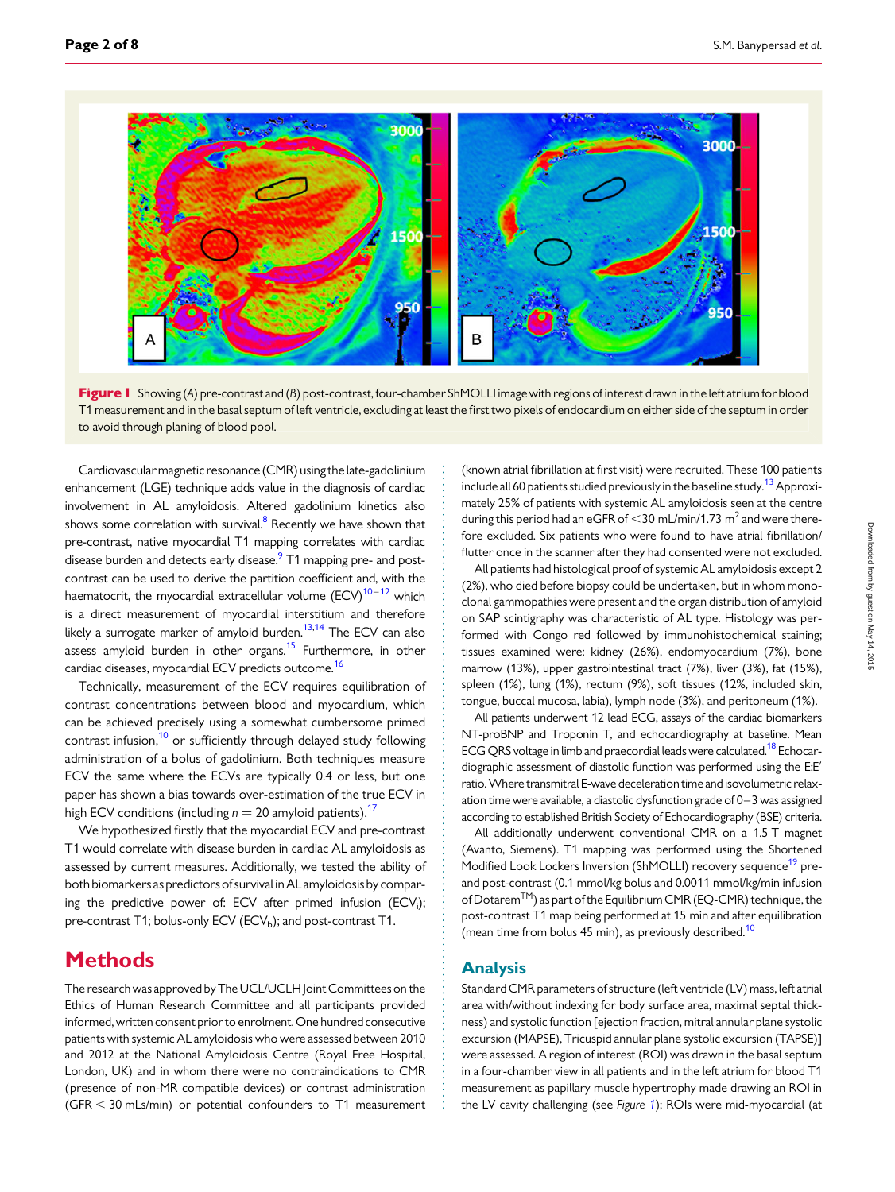Figure 1 Showing (A) pre-contrast and (B) post-contrast, four-chamber ShMOLLI image with regions of interest drawn in the left atrium for blood T1 measurement and in the basal septum of left ventricle, excluding at least the first two pixels of endocardium on either side of the septum in order to avoid through planing of blood pool.

Cardiovascular magnetic resonance (CMR) using the late-gadolinium enhancement (LGE) technique adds value in the diagnosis of cardiac involvement in AL amyloidosis. Altered gadolinium kinetics also shows some correlation with survival.[8] Recently we have shown that pre-contrast, native myocardial T1 mapping correlates with cardiac disease burden and detects early disease.[9] T1 mapping pre- and post-contrast can be used to derive the partition coefficient and, with the haematocrit, the myocardial extracellular volume (ECV)[10–12] which is a direct measurement of myocardial interstitium and therefore likely a surrogate marker of amyloid burden.[13,14] The ECV can also assess amyloid burden in other organs.[15] Furthermore, in other cardiac diseases, myocardial ECV predicts outcome.[16]

Technically, measurement of the ECV requires equilibration of contrast concentrations between blood and myocardium, which can be achieved precisely using a somewhat cumbersome primed contrast infusion,[10] or sufficiently through delayed study following administration of a bolus of gadolinium. Both techniques measure ECV the same where the ECVs are typically 0.4 or less, but one paper has shown a bias towards over-estimation of the true ECV in high ECV conditions (including $n = 20$ amyloid patients).[17]

We hypothesized firstly that the myocardial ECV and pre-contrast T1 would correlate with disease burden in cardiac AL amyloidosis as assessed by current measures. Additionally, we tested the ability of both biomarkers as predictors of survival in AL amyloidosis by comparing the predictive power of: ECV after primed infusion ($ECV_i$); pre-contrast T1; bolus-only ECV ($ECV_b$); and post-contrast T1.

# Methods

The research was approved by The UCL/UCLH Joint Committees on the Ethics of Human Research Committee and all participants provided informed, written consent prior to enrolment. One hundred consecutive patients with systemic AL amyloidosis who were assessed between 2010 and 2012 at the National Amyloidosis Centre (Royal Free Hospital, London, UK) and in whom there were no contraindications to CMR (presence of non-MR compatible devices) or contrast administration (GFR < 30 mLs/min) or potential confounders to T1 measurement (known atrial fibrillation at first visit) were recruited. These 100 patients include all 60 patients studied previously in the baseline study.[13] Approximately 25% of patients with systemic AL amyloidosis seen at the centre during this period had an eGFR of <30 mL/min/1.73 $m^2$ and were therefore excluded. Six patients who were found to have atrial fibrillation/flutter once in the scanner after they had consented were not excluded.

All patients had histological proof of systemic AL amyloidosis except 2 (2%), who died before biopsy could be undertaken, but in whom monoclonal gammopathies were present and the organ distribution of amyloid on SAP scintigraphy was characteristic of AL type. Histology was performed with Congo red followed by immunohistochemical staining; tissues examined were: kidney (26%), endomyocardium (7%), bone marrow (13%), upper gastrointestinal tract (7%), liver (3%), fat (15%), spleen (1%), lung (1%), rectum (9%), soft tissues (12%, included skin, tongue, buccal mucosa, labia), lymph node (3%), and peritoneum (1%).

All patients underwent 12 lead ECG, assays of the cardiac biomarkers NT-proBNP and Troponin T, and echocardiography at baseline. Mean ECG QRS voltage in limb and praecordial leads were calculated.[18] Echocardiographic assessment of diastolic function was performed using the E:E′ ratio. Where transmitral E-wave deceleration time and isovolumetric relaxation time were available, a diastolic dysfunction grade of 0–3 was assigned according to established British Society of Echocardiography (BSE) criteria.

All additionally underwent conventional CMR on a 1.5 T magnet (Avanto, Siemens). T1 mapping was performed using the Shortened Modified Look Lockers Inversion (ShMOLLI) recovery sequence[19] pre- and post-contrast (0.1 mmol/kg bolus and 0.0011 mmol/kg/min infusion of Dotarem™) as part of the Equilibrium CMR (EQ-CMR) technique, the post-contrast T1 map being performed at 15 min and after equilibration (mean time from bolus 45 min), as previously described.[10]

## Analysis

Standard CMR parameters of structure (left ventricle (LV) mass, left atrial area with/without indexing for body surface area, maximal septal thickness) and systolic function [ejection fraction, mitral annular plane systolic excursion (MAPSE), Tricuspid annular plane systolic excursion (TAPSE)] were assessed. A region of interest (ROI) was drawn in the basal septum in a four-chamber view in all patients and in the left atrium for blood T1 measurement as papillary muscle hypertrophy made drawing an ROI in the LV cavity challenging (see Figure 1); ROIs were mid-myocardial (at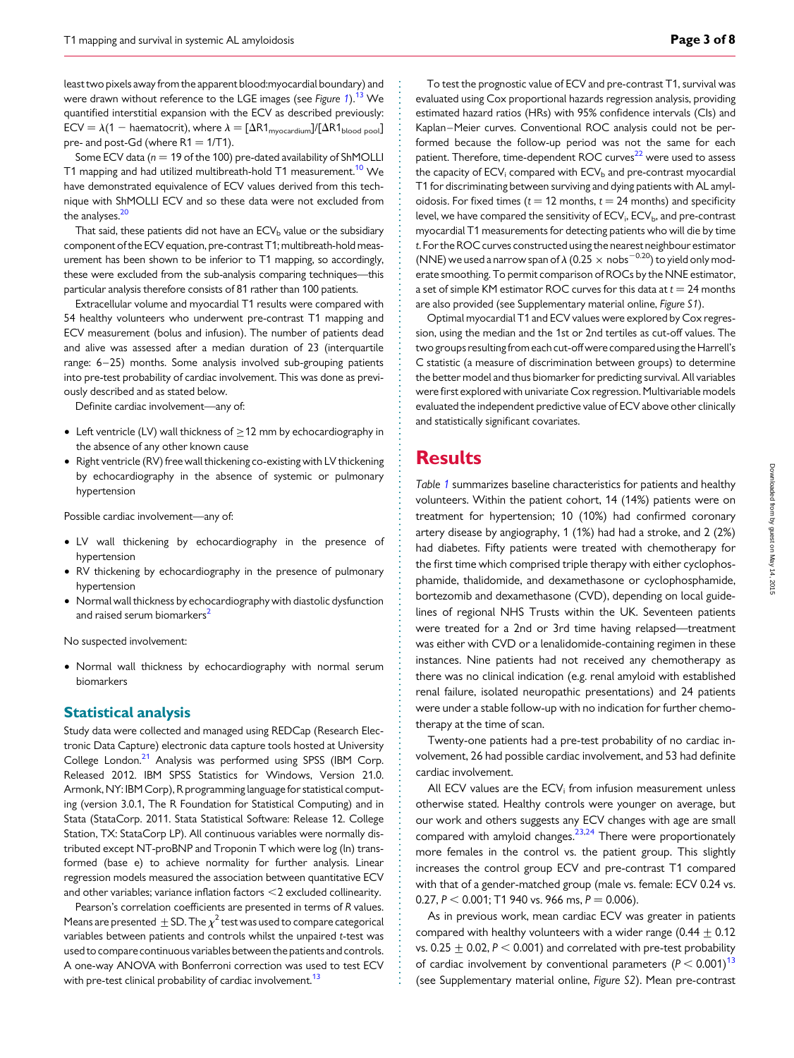least two pixels away from the apparent blood:myocardial boundary) and were drawn without reference to the LGE images (see *Figure 1*).[13] We quantified interstitial expansion with the ECV as described previously: ECV = $\lambda(1 - \text{haematocrit})$, where $\lambda = [\Delta R1_{\text{myocardium}}]/[\Delta R1_{\text{blood pool}}]$ pre- and post-Gd (where R1 = 1/T1).

Some ECV data ($n = 19$ of the 100) pre-dated availability of ShMOLLI T1 mapping and had utilized multibreath-hold T1 measurement.[10] We have demonstrated equivalence of ECV values derived from this technique with ShMOLLI ECV and so these data were not excluded from the analyses.[20]

That said, these patients did not have an $\text{ECV}_\text{b}$ value or the subsidiary component of the ECV equation, pre-contrast T1; multibreath-hold measurement has been shown to be inferior to T1 mapping, so accordingly, these were excluded from the sub-analysis comparing techniques—this particular analysis therefore consists of 81 rather than 100 patients.

Extracellular volume and myocardial T1 results were compared with 54 healthy volunteers who underwent pre-contrast T1 mapping and ECV measurement (bolus and infusion). The number of patients dead and alive was assessed after a median duration of 23 (interquartile range: 6–25) months. Some analysis involved sub-grouping patients into pre-test probability of cardiac involvement. This was done as previously described and as stated below.

Definite cardiac involvement—any of:

- Left ventricle (LV) wall thickness of ≥12 mm by echocardiography in the absence of any other known cause
- Right ventricle (RV) free wall thickening co-existing with LV thickening by echocardiography in the absence of systemic or pulmonary hypertension

Possible cardiac involvement—any of:

- LV wall thickening by echocardiography in the presence of hypertension
- RV thickening by echocardiography in the presence of pulmonary hypertension
- Normal wall thickness by echocardiography with diastolic dysfunction and raised serum biomarkers[2]

No suspected involvement:

- Normal wall thickness by echocardiography with normal serum biomarkers

## Statistical analysis

Study data were collected and managed using REDCap (Research Electronic Data Capture) electronic data capture tools hosted at University College London.[21] Analysis was performed using SPSS (IBM Corp. Released 2012. IBM SPSS Statistics for Windows, Version 21.0. Armonk, NY: IBM Corp), R programming language for statistical computing (version 3.0.1, The R Foundation for Statistical Computing) and in Stata (StataCorp. 2011. Stata Statistical Software: Release 12. College Station, TX: StataCorp LP). All continuous variables were normally distributed except NT-proBNP and Troponin T which were log (ln) transformed (base e) to achieve normality for further analysis. Linear regression models measured the association between quantitative ECV and other variables; variance inflation factors <2 excluded collinearity.

Pearson's correlation coefficients are presented in terms of *R* values. Means are presented ± SD. The $\chi^2$ test was used to compare categorical variables between patients and controls whilst the unpaired *t*-test was used to compare continuous variables between the patients and controls. A one-way ANOVA with Bonferroni correction was used to test ECV with pre-test clinical probability of cardiac involvement.[13]

To test the prognostic value of ECV and pre-contrast T1, survival was evaluated using Cox proportional hazards regression analysis, providing estimated hazard ratios (HRs) with 95% confidence intervals (CIs) and Kaplan–Meier curves. Conventional ROC analysis could not be performed because the follow-up period was not the same for each patient. Therefore, time-dependent ROC curves[22] were used to assess the capacity of $\text{ECV}_\text{i}$ compared with $\text{ECV}_\text{b}$ and pre-contrast myocardial T1 for discriminating between surviving and dying patients with AL amyloidosis. For fixed times ($t = 12$ months, $t = 24$ months) and specificity level, we have compared the sensitivity of $\text{ECV}_\text{i}$, $\text{ECV}_\text{b}$, and pre-contrast myocardial T1 measurements for detecting patients who will die by time *t*. For the ROC curves constructed using the nearest neighbour estimator (NNE) we used a narrow span of $\lambda$ ($0.25 \times \text{nobs}^{-0.20}$) to yield only moderate smoothing. To permit comparison of ROCs by the NNE estimator, a set of simple KM estimator ROC curves for this data at $t = 24$ months are also provided (see Supplementary material online, *Figure S1*).

Optimal myocardial T1 and ECV values were explored by Cox regression, using the median and the 1st or 2nd tertiles as cut-off values. The two groups resulting from each cut-off were compared using the Harrell's C statistic (a measure of discrimination between groups) to determine the better model and thus biomarker for predicting survival. All variables were first explored with univariate Cox regression. Multivariable models evaluated the independent predictive value of ECV above other clinically and statistically significant covariates.

# Results

*Table 1* summarizes baseline characteristics for patients and healthy volunteers. Within the patient cohort, 14 (14%) patients were on treatment for hypertension; 10 (10%) had confirmed coronary artery disease by angiography, 1 (1%) had had a stroke, and 2 (2%) had diabetes. Fifty patients were treated with chemotherapy for the first time which comprised triple therapy with either cyclophosphamide, thalidomide, and dexamethasone or cyclophosphamide, bortezomib and dexamethasone (CVD), depending on local guidelines of regional NHS Trusts within the UK. Seventeen patients were treated for a 2nd or 3rd time having relapsed—treatment was either with CVD or a lenalidomide-containing regimen in these instances. Nine patients had not received any chemotherapy as there was no clinical indication (e.g. renal amyloid with established renal failure, isolated neuropathic presentations) and 24 patients were under a stable follow-up with no indication for further chemotherapy at the time of scan.

Twenty-one patients had a pre-test probability of no cardiac involvement, 26 had possible cardiac involvement, and 53 had definite cardiac involvement.

All ECV values are the $\text{ECV}_\text{i}$ from infusion measurement unless otherwise stated. Healthy controls were younger on average, but our work and others suggests any ECV changes with age are small compared with amyloid changes.[23,24] There were proportionately more females in the control vs. the patient group. This slightly increases the control group ECV and pre-contrast T1 compared with that of a gender-matched group (male vs. female: ECV 0.24 vs. 0.27, $P < 0.001$; T1 940 vs. 966 ms, $P = 0.006$).

As in previous work, mean cardiac ECV was greater in patients compared with healthy volunteers with a wider range (0.44 ± 0.12 vs. 0.25 ± 0.02, $P < 0.001$) and correlated with pre-test probability of cardiac involvement by conventional parameters ($P < 0.001$)[13] (see Supplementary material online, *Figure S2*). Mean pre-contrast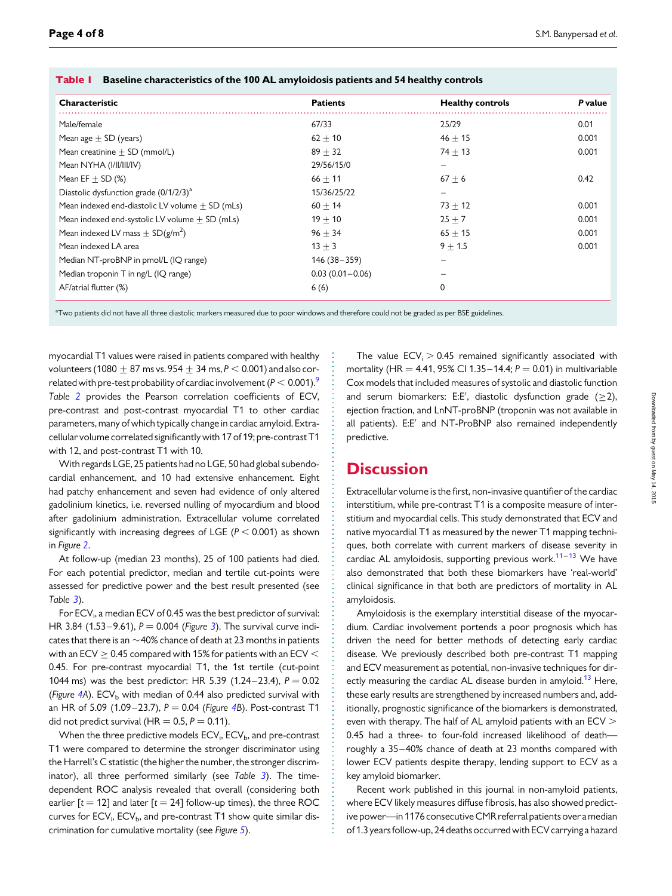**Table 1 Baseline characteristics of the 100 AL amyloidosis patients and 54 healthy controls**

| Characteristic | Patients | Healthy controls | P value |
|---|---|---|---|
| Male/female | 67/33 | 25/29 | 0.01 |
| Mean age ± SD (years) | 62 ± 10 | 46 ± 15 | 0.001 |
| Mean creatinine ± SD (mmol/L) | 89 ± 32 | 74 ± 13 | 0.001 |
| Mean NYHA (I/II/III/IV) | 29/56/15/0 | – | |
| Mean EF ± SD (%) | 66 ± 11 | 67 ± 6 | 0.42 |
| Diastolic dysfunction grade (0/1/2/3)[a] | 15/36/25/22 | – | |
| Mean indexed end-diastolic LV volume ± SD (mLs) | 60 ± 14 | 73 ± 12 | 0.001 |
| Mean indexed end-systolic LV volume ± SD (mLs) | 19 ± 10 | 25 ± 7 | 0.001 |
| Mean indexed LV mass ± SD($g/m^2$) | 96 ± 34 | 65 ± 15 | 0.001 |
| Mean indexed LA area | 13 ± 3 | 9 ± 1.5 | 0.001 |
| Median NT-proBNP in pmol/L (IQ range) | 146 (38–359) | – | |
| Median troponin T in ng/L (IQ range) | 0.03 (0.01–0.06) | – | |
| AF/atrial flutter (%) | 6 (6) | 0 | |

[a]Two patients did not have all three diastolic markers measured due to poor windows and therefore could not be graded as per BSE guidelines.

myocardial T1 values were raised in patients compared with healthy volunteers (1080 ± 87 ms vs. 954 ± 34 ms, $P < 0.001$) and also correlated with pre-test probability of cardiac involvement ($P < 0.001$).[9] *Table 2* provides the Pearson correlation coefficients of ECV, pre-contrast and post-contrast myocardial T1 to other cardiac parameters, many of which typically change in cardiac amyloid. Extracellular volume correlated significantly with 17 of 19; pre-contrast T1 with 12, and post-contrast T1 with 10.

With regards LGE, 25 patients had no LGE, 50 had global subendocardial enhancement, and 10 had extensive enhancement. Eight had patchy enhancement and seven had evidence of only altered gadolinium kinetics, i.e. reversed nulling of myocardium and blood after gadolinium administration. Extracellular volume correlated significantly with increasing degrees of LGE ($P < 0.001$) as shown in *Figure 2*.

At follow-up (median 23 months), 25 of 100 patients had died. For each potential predictor, median and tertile cut-points were assessed for predictive power and the best result presented (see *Table 3*).

For $ECV_i$, a median ECV of 0.45 was the best predictor of survival: HR 3.84 (1.53–9.61), $P = 0.004$ (*Figure 3*). The survival curve indicates that there is an ~40% chance of death at 23 months in patients with an ECV ≥ 0.45 compared with 15% for patients with an ECV < 0.45. For pre-contrast myocardial T1, the 1st tertile (cut-point 1044 ms) was the best predictor: HR 5.39 (1.24–23.4), $P = 0.02$ (*Figure 4A*). $ECV_b$ with median of 0.44 also predicted survival with an HR of 5.09 (1.09–23.7), $P = 0.04$ (*Figure 4B*). Post-contrast T1 did not predict survival (HR = 0.5, $P = 0.11$).

When the three predictive models $ECV_i$, $ECV_b$, and pre-contrast T1 were compared to determine the stronger discriminator using the Harrell's C statistic (the higher the number, the stronger discriminator), all three performed similarly (see *Table 3*). The time-dependent ROC analysis revealed that overall (considering both earlier [$t = 12$] and later [$t = 24$] follow-up times), the three ROC curves for $ECV_i$, $ECV_b$, and pre-contrast T1 show quite similar discrimination for cumulative mortality (see *Figure 5*).

The value $ECV_i > 0.45$ remained significantly associated with mortality (HR = 4.41, 95% CI 1.35–14.4; $P = 0.01$) in multivariable Cox models that included measures of systolic and diastolic function and serum biomarkers: E:E′, diastolic dysfunction grade (≥2), ejection fraction, and LnNT-proBNP (troponin was not available in all patients). E:E′ and NT-ProBNP also remained independently predictive.

## Discussion

Extracellular volume is the first, non-invasive quantifier of the cardiac interstitium, while pre-contrast T1 is a composite measure of interstitium and myocardial cells. This study demonstrated that ECV and native myocardial T1 as measured by the newer T1 mapping techniques, both correlate with current markers of disease severity in cardiac AL amyloidosis, supporting previous work.[11–13] We have also demonstrated that both these biomarkers have 'real-world' clinical significance in that both are predictors of mortality in AL amyloidosis.

Amyloidosis is the exemplary interstitial disease of the myocardium. Cardiac involvement portends a poor prognosis which has driven the need for better methods of detecting early cardiac disease. We previously described both pre-contrast T1 mapping and ECV measurement as potential, non-invasive techniques for directly measuring the cardiac AL disease burden in amyloid.[13] Here, these early results are strengthened by increased numbers and, additionally, prognostic significance of the biomarkers is demonstrated, even with therapy. The half of AL amyloid patients with an ECV > 0.45 had a three- to four-fold increased likelihood of death—roughly a 35–40% chance of death at 23 months compared with lower ECV patients despite therapy, lending support to ECV as a key amyloid biomarker.

Recent work published in this journal in non-amyloid patients, where ECV likely measures diffuse fibrosis, has also showed predictive power—in 1176 consecutive CMR referral patients over a median of 1.3 years follow-up, 24 deaths occurred with ECV carrying a hazard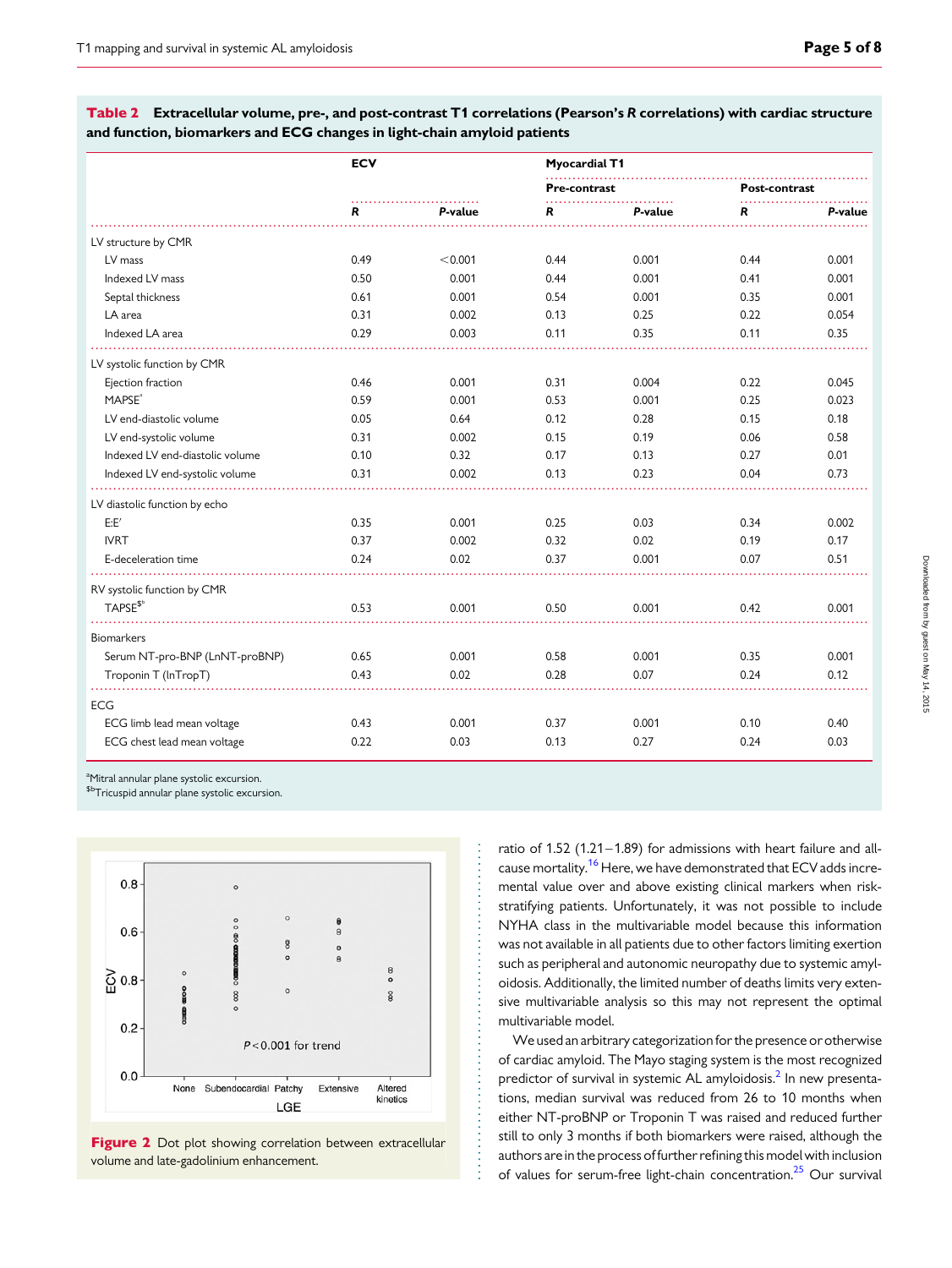**Table 2** Extracellular volume, pre-, and post-contrast T1 correlations (Pearson's *R* correlations) with cardiac structure and function, biomarkers and ECG changes in light-chain amyloid patients

| | ECV | | Myocardial T1 | | | |
|---|---|---|---|---|---|---|
| | | | Pre-contrast | | Post-contrast | |
| | *R* | *P*-value | *R* | *P*-value | *R* | *P*-value |
| LV structure by CMR | | | | | | |
| LV mass | 0.49 | <0.001 | 0.44 | 0.001 | 0.44 | 0.001 |
| Indexed LV mass | 0.50 | 0.001 | 0.44 | 0.001 | 0.41 | 0.001 |
| Septal thickness | 0.61 | 0.001 | 0.54 | 0.001 | 0.35 | 0.001 |
| LA area | 0.31 | 0.002 | 0.13 | 0.25 | 0.22 | 0.054 |
| Indexed LA area | 0.29 | 0.003 | 0.11 | 0.35 | 0.11 | 0.35 |
| LV systolic function by CMR | | | | | | |
| Ejection fraction | 0.46 | 0.001 | 0.31 | 0.004 | 0.22 | 0.045 |
| MAPSE[a] | 0.59 | 0.001 | 0.53 | 0.001 | 0.25 | 0.023 |
| LV end-diastolic volume | 0.05 | 0.64 | 0.12 | 0.28 | 0.15 | 0.18 |
| LV end-systolic volume | 0.31 | 0.002 | 0.15 | 0.19 | 0.06 | 0.58 |
| Indexed LV end-diastolic volume | 0.10 | 0.32 | 0.17 | 0.13 | 0.27 | 0.01 |
| Indexed LV end-systolic volume | 0.31 | 0.002 | 0.13 | 0.23 | 0.04 | 0.73 |
| LV diastolic function by echo | | | | | | |
| E:E′ | 0.35 | 0.001 | 0.25 | 0.03 | 0.34 | 0.002 |
| IVRT | 0.37 | 0.002 | 0.32 | 0.02 | 0.19 | 0.17 |
| E-deceleration time | 0.24 | 0.02 | 0.37 | 0.001 | 0.07 | 0.51 |
| RV systolic function by CMR | | | | | | |
| TAPSE[$b] | 0.53 | 0.001 | 0.50 | 0.001 | 0.42 | 0.001 |
| Biomarkers | | | | | | |
| Serum NT-pro-BNP (LnNT-proBNP) | 0.65 | 0.001 | 0.58 | 0.001 | 0.35 | 0.001 |
| Troponin T (lnTropT) | 0.43 | 0.02 | 0.28 | 0.07 | 0.24 | 0.12 |
| ECG | | | | | | |
| ECG limb lead mean voltage | 0.43 | 0.001 | 0.37 | 0.001 | 0.10 | 0.40 |
| ECG chest lead mean voltage | 0.22 | 0.03 | 0.13 | 0.27 | 0.24 | 0.03 |

[a]Mitral annular plane systolic excursion.
[$b]Tricuspid annular plane systolic excursion.

**Figure 2** Dot plot showing correlation between extracellular volume and late-gadolinium enhancement.

ratio of 1.52 (1.21–1.89) for admissions with heart failure and all-cause mortality.[16] Here, we have demonstrated that ECV adds incremental value over and above existing clinical markers when risk-stratifying patients. Unfortunately, it was not possible to include NYHA class in the multivariable model because this information was not available in all patients due to other factors limiting exertion such as peripheral and autonomic neuropathy due to systemic amyloidosis. Additionally, the limited number of deaths limits very extensive multivariable analysis so this may not represent the optimal multivariable model.

We used an arbitrary categorization for the presence or otherwise of cardiac amyloid. The Mayo staging system is the most recognized predictor of survival in systemic AL amyloidosis.[2] In new presentations, median survival was reduced from 26 to 10 months when either NT-proBNP or Troponin T was raised and reduced further still to only 3 months if both biomarkers were raised, although the authors are in the process of further refining this model with inclusion of values for serum-free light-chain concentration.[25] Our survival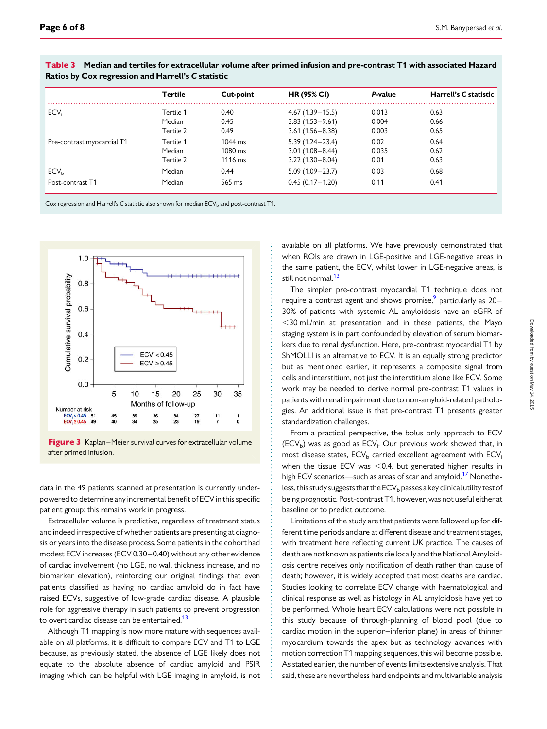**Table 3 Median and tertiles for extracellular volume after primed infusion and pre-contrast T1 with associated Hazard Ratios by Cox regression and Harrell's C statistic**

| | Tertile | Cut-point | HR (95% CI) | P-value | Harrell's C statistic |
|---|---|---|---|---|---|
| $ECV_i$ | Tertile 1 | 0.40 | 4.67 (1.39–15.5) | 0.013 | 0.63 |
| | Median | 0.45 | 3.83 (1.53–9.61) | 0.004 | 0.66 |
| | Tertile 2 | 0.49 | 3.61 (1.56–8.38) | 0.003 | 0.65 |
| Pre-contrast myocardial T1 | Tertile 1 | 1044 ms | 5.39 (1.24–23.4) | 0.02 | 0.64 |
| | Median | 1080 ms | 3.01 (1.08–8.44) | 0.035 | 0.62 |
| | Tertile 2 | 1116 ms | 3.22 (1.30–8.04) | 0.01 | 0.63 |
| $ECV_b$ | Median | 0.44 | 5.09 (1.09–23.7) | 0.03 | 0.68 |
| Post-contrast T1 | Median | 565 ms | 0.45 (0.17–1.20) | 0.11 | 0.41 |

Cox regression and Harrell's C statistic also shown for median $ECV_b$ and post-contrast T1.

**Figure 3** Kaplan–Meier survival curves for extracellular volume after primed infusion.

data in the 49 patients scanned at presentation is currently underpowered to determine any incremental benefit of ECV in this specific patient group; this remains work in progress.

Extracellular volume is predictive, regardless of treatment status and indeed irrespective of whether patients are presenting at diagnosis or years into the disease process. Some patients in the cohort had modest ECV increases (ECV 0.30–0.40) without any other evidence of cardiac involvement (no LGE, no wall thickness increase, and no biomarker elevation), reinforcing our original findings that even patients classified as having no cardiac amyloid do in fact have raised ECVs, suggestive of low-grade cardiac disease. A plausible role for aggressive therapy in such patients to prevent progression to overt cardiac disease can be entertained.[13]

Although T1 mapping is now more mature with sequences available on all platforms, it is difficult to compare ECV and T1 to LGE because, as previously stated, the absence of LGE likely does not equate to the absolute absence of cardiac amyloid and PSIR imaging which can be helpful with LGE imaging in amyloid, is not available on all platforms. We have previously demonstrated that when ROIs are drawn in LGE-positive and LGE-negative areas in the same patient, the ECV, whilst lower in LGE-negative areas, is still not normal.[13]

The simpler pre-contrast myocardial T1 technique does not require a contrast agent and shows promise,[9] particularly as 20–30% of patients with systemic AL amyloidosis have an eGFR of <30 mL/min at presentation and in these patients, the Mayo staging system is in part confounded by elevation of serum biomarkers due to renal dysfunction. Here, pre-contrast myocardial T1 by ShMOLLI is an alternative to ECV. It is an equally strong predictor but as mentioned earlier, it represents a composite signal from cells and interstitium, not just the interstitium alone like ECV. Some work may be needed to derive normal pre-contrast T1 values in patients with renal impairment due to non-amyloid-related pathologies. An additional issue is that pre-contrast T1 presents greater standardization challenges.

From a practical perspective, the bolus only approach to ECV ($ECV_b$) was as good as $ECV_i$. Our previous work showed that, in most disease states, $ECV_b$ carried excellent agreement with $ECV_i$ when the tissue ECV was <0.4, but generated higher results in high ECV scenarios—such as areas of scar and amyloid.[17] Nonetheless, this study suggests that the $ECV_b$ passes a key clinical utility test of being prognostic. Post-contrast T1, however, was not useful either at baseline or to predict outcome.

Limitations of the study are that patients were followed up for different time periods and are at different disease and treatment stages, with treatment here reflecting current UK practice. The causes of death are not known as patients die locally and the National Amyloidosis centre receives only notification of death rather than cause of death; however, it is widely accepted that most deaths are cardiac. Studies looking to correlate ECV change with haematological and clinical response as well as histology in AL amyloidosis have yet to be performed. Whole heart ECV calculations were not possible in this study because of through-planning of blood pool (due to cardiac motion in the superior–inferior plane) in areas of thinner myocardium towards the apex but as technology advances with motion correction T1 mapping sequences, this will become possible. As stated earlier, the number of events limits extensive analysis. That said, these are nevertheless hard endpoints and multivariable analysis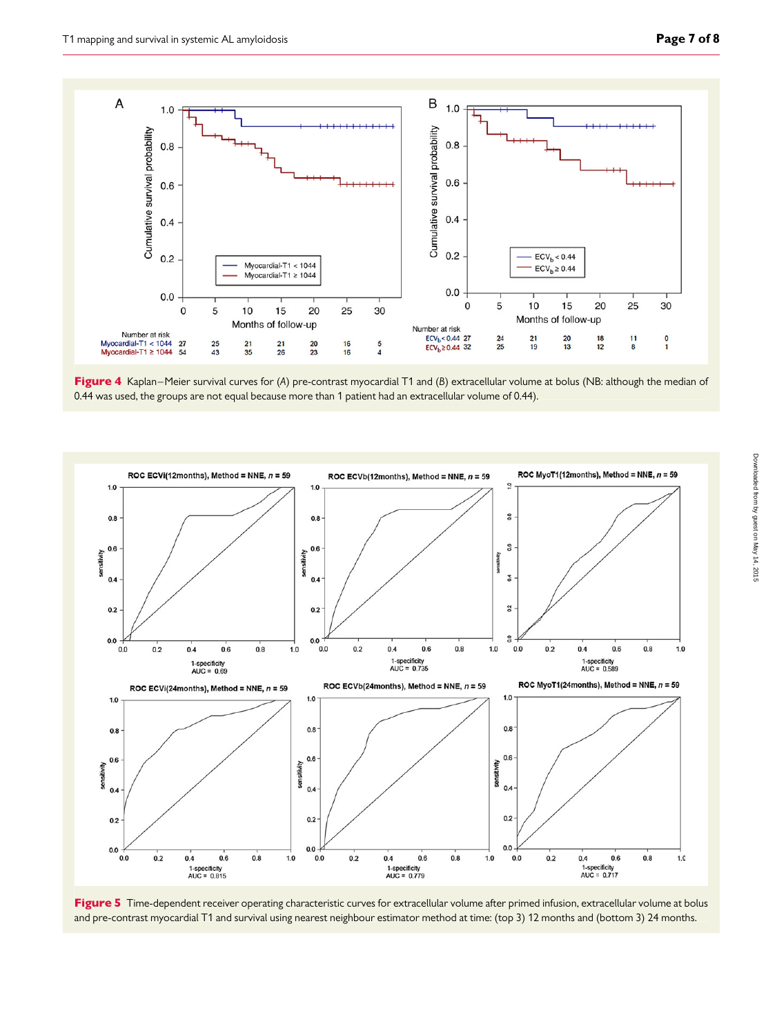**Figure 4** Kaplan–Meier survival curves for (*A*) pre-contrast myocardial T1 and (*B*) extracellular volume at bolus (NB: although the median of 0.44 was used, the groups are not equal because more than 1 patient had an extracellular volume of 0.44).

**Figure 5** Time-dependent receiver operating characteristic curves for extracellular volume after primed infusion, extracellular volume at bolus and pre-contrast myocardial T1 and survival using nearest neighbour estimator method at time: (top 3) 12 months and (bottom 3) 24 months.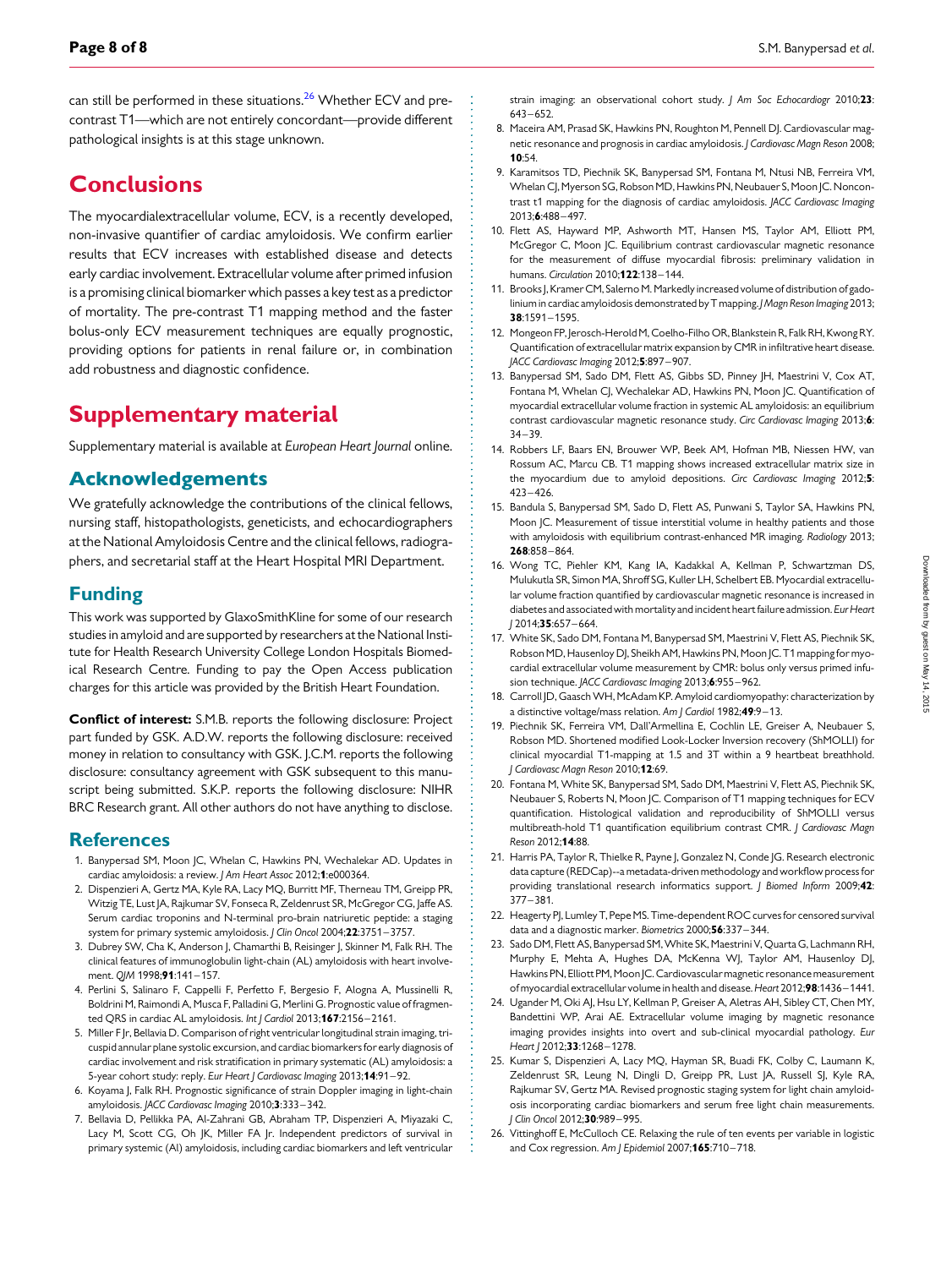can still be performed in these situations.[26] Whether ECV and pre-contrast T1—which are not entirely concordant—provide different pathological insights is at this stage unknown.

# Conclusions

The myocardialextracellular volume, ECV, is a recently developed, non-invasive quantifier of cardiac amyloidosis. We confirm earlier results that ECV increases with established disease and detects early cardiac involvement. Extracellular volume after primed infusion is a promising clinical biomarker which passes a key test as a predictor of mortality. The pre-contrast T1 mapping method and the faster bolus-only ECV measurement techniques are equally prognostic, providing options for patients in renal failure or, in combination add robustness and diagnostic confidence.

# Supplementary material

Supplementary material is available at *European Heart Journal* online.

## Acknowledgements

We gratefully acknowledge the contributions of the clinical fellows, nursing staff, histopathologists, geneticists, and echocardiographers at the National Amyloidosis Centre and the clinical fellows, radiographers, and secretarial staff at the Heart Hospital MRI Department.

## Funding

This work was supported by GlaxoSmithKline for some of our research studies in amyloid and are supported by researchers at the National Institute for Health Research University College London Hospitals Biomedical Research Centre. Funding to pay the Open Access publication charges for this article was provided by the British Heart Foundation.

**Conflict of interest:** S.M.B. reports the following disclosure: Project part funded by GSK. A.D.W. reports the following disclosure: received money in relation to consultancy with GSK. J.C.M. reports the following disclosure: consultancy agreement with GSK subsequent to this manuscript being submitted. S.K.P. reports the following disclosure: NIHR BRC Research grant. All other authors do not have anything to disclose.

## References

1. Banypersad SM, Moon JC, Whelan C, Hawkins PN, Wechalekar AD. Updates in cardiac amyloidosis: a review. *J Am Heart Assoc* 2012;**1**:e000364.
2. Dispenzieri A, Gertz MA, Kyle RA, Lacy MQ, Burritt MF, Therneau TM, Greipp PR, Witzig TE, Lust JA, Rajkumar SV, Fonseca R, Zeldenrust SR, McGregor CG, Jaffe AS. Serum cardiac troponins and N-terminal pro-brain natriuretic peptide: a staging system for primary systemic amyloidosis. *J Clin Oncol* 2004;**22**:3751–3757.
3. Dubrey SW, Cha K, Anderson J, Chamarthi B, Reisinger J, Skinner M, Falk RH. The clinical features of immunoglobulin light-chain (AL) amyloidosis with heart involvement. *QJM* 1998;**91**:141–157.
4. Perlini S, Salinaro F, Cappelli F, Perfetto F, Bergesio F, Alogna A, Mussinelli R, Boldrini M, Raimondi A, Musca F, Palladini G, Merlini G. Prognostic value of fragmented QRS in cardiac AL amyloidosis. *Int J Cardiol* 2013;**167**:2156–2161.
5. Miller F Jr, Bellavia D. Comparison of right ventricular longitudinal strain imaging, tricuspid annular plane systolic excursion, and cardiac biomarkers for early diagnosis of cardiac involvement and risk stratification in primary systematic (AL) amyloidosis: a 5-year cohort study: reply. *Eur Heart J Cardiovasc Imaging* 2013;**14**:91–92.
6. Koyama J, Falk RH. Prognostic significance of strain Doppler imaging in light-chain amyloidosis. *JACC Cardiovasc Imaging* 2010;**3**:333–342.
7. Bellavia D, Pellikka PA, Al-Zahrani GB, Abraham TP, Dispenzieri A, Miyazaki C, Lacy M, Scott CG, Oh JK, Miller FA Jr. Independent predictors of survival in primary systemic (Al) amyloidosis, including cardiac biomarkers and left ventricular strain imaging: an observational cohort study. *J Am Soc Echocardiogr* 2010;**23**: 643–652.
8. Maceira AM, Prasad SK, Hawkins PN, Roughton M, Pennell DJ. Cardiovascular magnetic resonance and prognosis in cardiac amyloidosis. *J Cardiovasc Magn Reson* 2008; **10**:54.
9. Karamitsos TD, Piechnik SK, Banypersad SM, Fontana M, Ntusi NB, Ferreira VM, Whelan CJ, Myerson SG, Robson MD, Hawkins PN, Neubauer S, Moon JC. Noncontrast t1 mapping for the diagnosis of cardiac amyloidosis. *JACC Cardiovasc Imaging* 2013;**6**:488–497.
10. Flett AS, Hayward MP, Ashworth MT, Hansen MS, Taylor AM, Elliott PM, McGregor C, Moon JC. Equilibrium contrast cardiovascular magnetic resonance for the measurement of diffuse myocardial fibrosis: preliminary validation in humans. *Circulation* 2010;**122**:138–144.
11. Brooks J, Kramer CM, Salerno M. Markedly increased volume of distribution of gadolinium in cardiac amyloidosis demonstrated by T mapping. *J Magn Reson Imaging* 2013; **38**:1591–1595.
12. Mongeon FP, Jerosch-Herold M, Coelho-Filho OR, Blankstein R, Falk RH, Kwong RY. Quantification of extracellular matrix expansion by CMR in infiltrative heart disease. *JACC Cardiovasc Imaging* 2012;**5**:897–907.
13. Banypersad SM, Sado DM, Flett AS, Gibbs SD, Pinney JH, Maestrini V, Cox AT, Fontana M, Whelan CJ, Wechalekar AD, Hawkins PN, Moon JC. Quantification of myocardial extracellular volume fraction in systemic AL amyloidosis: an equilibrium contrast cardiovascular magnetic resonance study. *Circ Cardiovasc Imaging* 2013;**6**: 34–39.
14. Robbers LF, Baars EN, Brouwer WP, Beek AM, Hofman MB, Niessen HW, van Rossum AC, Marcu CB. T1 mapping shows increased extracellular matrix size in the myocardium due to amyloid depositions. *Circ Cardiovasc Imaging* 2012;**5**: 423–426.
15. Bandula S, Banypersad SM, Sado D, Flett AS, Punwani S, Taylor SA, Hawkins PN, Moon JC. Measurement of tissue interstitial volume in healthy patients and those with amyloidosis with equilibrium contrast-enhanced MR imaging. *Radiology* 2013; **268**:858–864.
16. Wong TC, Piehler KM, Kang IA, Kadakkal A, Kellman P, Schwartzman DS, Mulukutla SR, Simon MA, Shroff SG, Kuller LH, Schelbert EB. Myocardial extracellular volume fraction quantified by cardiovascular magnetic resonance is increased in diabetes and associated with mortality and incident heart failure admission. *Eur Heart J* 2014;**35**:657–664.
17. White SK, Sado DM, Fontana M, Banypersad SM, Maestrini V, Flett AS, Piechnik SK, Robson MD, Hausenloy DJ, Sheikh AM, Hawkins PN, Moon JC. T1 mapping for myocardial extracellular volume measurement by CMR: bolus only versus primed infusion technique. *JACC Cardiovasc Imaging* 2013;**6**:955–962.
18. Carroll JD, Gaasch WH, McAdam KP. Amyloid cardiomyopathy: characterization by a distinctive voltage/mass relation. *Am J Cardiol* 1982;**49**:9–13.
19. Piechnik SK, Ferreira VM, Dall'Armellina E, Cochlin LE, Greiser A, Neubauer S, Robson MD. Shortened modified Look-Locker Inversion recovery (ShMOLLI) for clinical myocardial T1-mapping at 1.5 and 3T within a 9 heartbeat breathhold. *J Cardiovasc Magn Reson* 2010;**12**:69.
20. Fontana M, White SK, Banypersad SM, Sado DM, Maestrini V, Flett AS, Piechnik SK, Neubauer S, Roberts N, Moon JC. Comparison of T1 mapping techniques for ECV quantification. Histological validation and reproducibility of ShMOLLI versus multibreath-hold T1 quantification equilibrium contrast CMR. *J Cardiovasc Magn Reson* 2012;**14**:88.
21. Harris PA, Taylor R, Thielke R, Payne J, Gonzalez N, Conde JG. Research electronic data capture (REDCap)--a metadata-driven methodology and workflow process for providing translational research informatics support. *J Biomed Inform* 2009;**42**: 377–381.
22. Heagerty PJ, Lumley T, Pepe MS. Time-dependent ROC curves for censored survival data and a diagnostic marker. *Biometrics* 2000;**56**:337–344.
23. Sado DM, Flett AS, Banypersad SM, White SK, Maestrini V, Quarta G, Lachmann RH, Murphy E, Mehta A, Hughes DA, McKenna WJ, Taylor AM, Hausenloy DJ, Hawkins PN, Elliott PM, Moon JC. Cardiovascular magnetic resonance measurement of myocardial extracellular volume in health and disease. *Heart* 2012;**98**:1436–1441.
24. Ugander M, Oki AJ, Hsu LY, Kellman P, Greiser A, Aletras AH, Sibley CT, Chen MY, Bandettini WP, Arai AE. Extracellular volume imaging by magnetic resonance imaging provides insights into overt and sub-clinical myocardial pathology. *Eur Heart J* 2012;**33**:1268–1278.
25. Kumar S, Dispenzieri A, Lacy MQ, Hayman SR, Buadi FK, Colby C, Laumann K, Zeldenrust SR, Leung N, Dingli D, Greipp PR, Lust JA, Russell SJ, Kyle RA, Rajkumar SV, Gertz MA. Revised prognostic staging system for light chain amyloidosis incorporating cardiac biomarkers and serum free light chain measurements. *J Clin Oncol* 2012;**30**:989–995.
26. Vittinghoff E, McCulloch CE. Relaxing the rule of ten events per variable in logistic and Cox regression. *Am J Epidemiol* 2007;**165**:710–718.